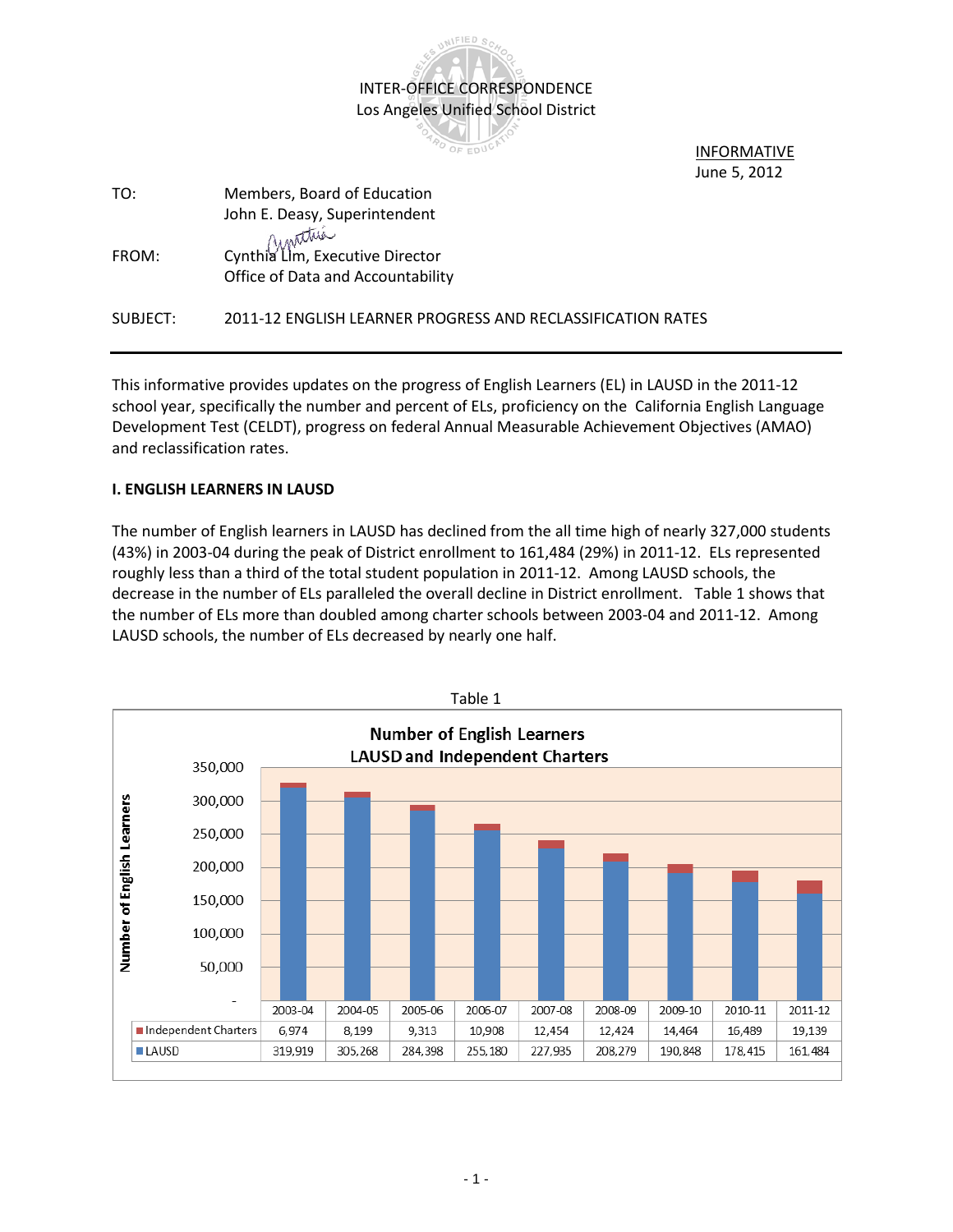INTER-OFFICE CORRESPONDENCE
Los Angeles Unified School District

INFORMATIVE
June 5, 2012

TO: Members, Board of Education
John E. Deasy, Superintendent

FROM: Cynthia Lim, Executive Director
Office of Data and Accountability

SUBJECT: 2011-12 ENGLISH LEARNER PROGRESS AND RECLASSIFICATION RATES

---

This informative provides updates on the progress of English Learners (EL) in LAUSD in the 2011-12 school year, specifically the number and percent of ELs, proficiency on the California English Language Development Test (CELDT), progress on federal Annual Measurable Achievement Objectives (AMAO) and reclassification rates.

**I. ENGLISH LEARNERS IN LAUSD**

The number of English learners in LAUSD has declined from the all time high of nearly 327,000 students (43%) in 2003-04 during the peak of District enrollment to 161,484 (29%) in 2011-12. ELs represented roughly less than a third of the total student population in 2011-12. Among LAUSD schools, the decrease in the number of ELs paralleled the overall decline in District enrollment. Table 1 shows that the number of ELs more than doubled among charter schools between 2003-04 and 2011-12. Among LAUSD schools, the number of ELs decreased by nearly one half.

Table 1

Number of English Learners
LAUSD and Independent Charters

Number of English Learners

350,000
300,000
250,000
200,000
150,000
100,000
50,000
-

2003-04 2004-05 2005-06 2006-07 2007-08 2008-09 2009-10 2010-11 2011-12

Independent Charters 6,974 8,199 9,313 10,908 12,454 12,424 14,464 16,489 19,139

LAUSD 319,919 305,268 284,398 255,180 227,935 208,279 190,848 178,415 161,484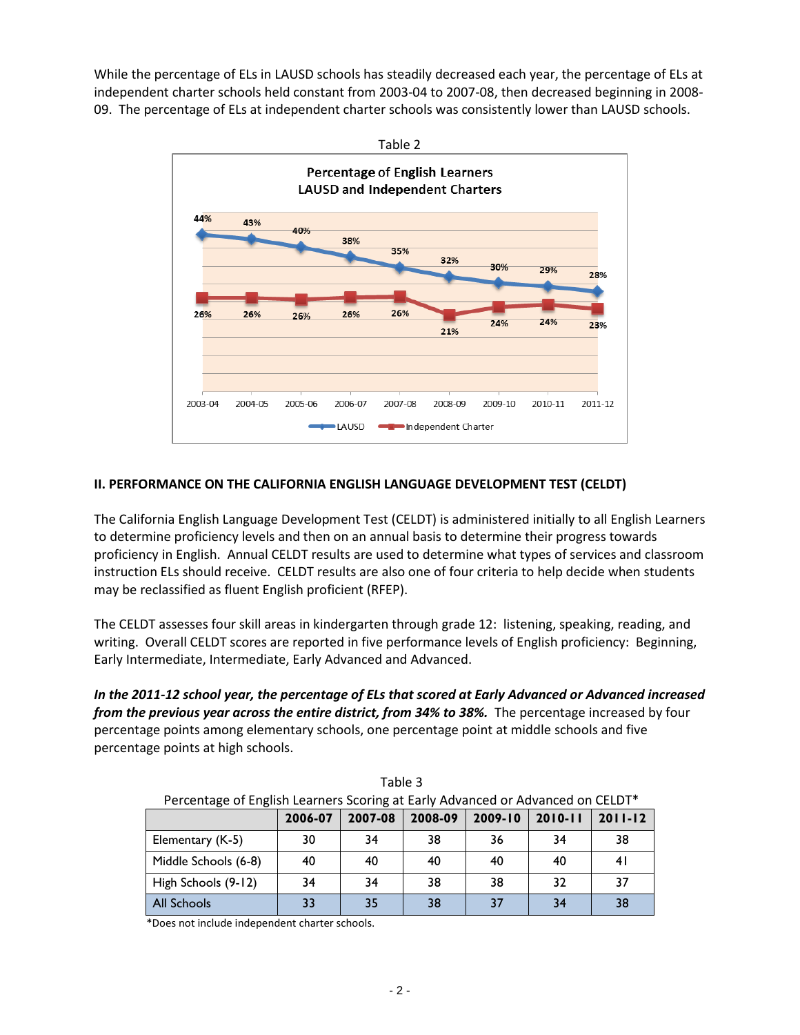While the percentage of ELs in LAUSD schools has steadily decreased each year, the percentage of ELs at independent charter schools held constant from 2003-04 to 2007-08, then decreased beginning in 2008-09. The percentage of ELs at independent charter schools was consistently lower than LAUSD schools.

Table 2

Percentage of English Learners
LAUSD and Independent Charters

44%
43%
40%
38%
35%
32%
30%
29%
28%

26%
26%
26%
26%
26%
21%
24%
24%
23%

2003-04
2004-05
2005-06
2006-07
2007-08
2008-09
2009-10
2010-11
2011-12

LAUSD
Independent Charter

**II. PERFORMANCE ON THE CALIFORNIA ENGLISH LANGUAGE DEVELOPMENT TEST (CELDT)**

The California English Language Development Test (CELDT) is administered initially to all English Learners to determine proficiency levels and then on an annual basis to determine their progress towards proficiency in English. Annual CELDT results are used to determine what types of services and classroom instruction ELs should receive. CELDT results are also one of four criteria to help decide when students may be reclassified as fluent English proficient (RFEP).

The CELDT assesses four skill areas in kindergarten through grade 12: listening, speaking, reading, and writing. Overall CELDT scores are reported in five performance levels of English proficiency: Beginning, Early Intermediate, Intermediate, Early Advanced and Advanced.

***In the 2011-12 school year, the percentage of ELs that scored at Early Advanced or Advanced increased from the previous year across the entire district, from 34% to 38%.*** The percentage increased by four percentage points among elementary schools, one percentage point at middle schools and five percentage points at high schools.

Table 3
Percentage of English Learners Scoring at Early Advanced or Advanced on CELDT*

| | 2006-07 | 2007-08 | 2008-09 | 2009-10 | 2010-11 | 2011-12 |
|---|---|---|---|---|---|---|
| Elementary (K-5) | 30 | 34 | 38 | 36 | 34 | 38 |
| Middle Schools (6-8) | 40 | 40 | 40 | 40 | 40 | 41 |
| High Schools (9-12) | 34 | 34 | 38 | 38 | 32 | 37 |
| All Schools | 33 | 35 | 38 | 37 | 34 | 38 |

*Does not include independent charter schools.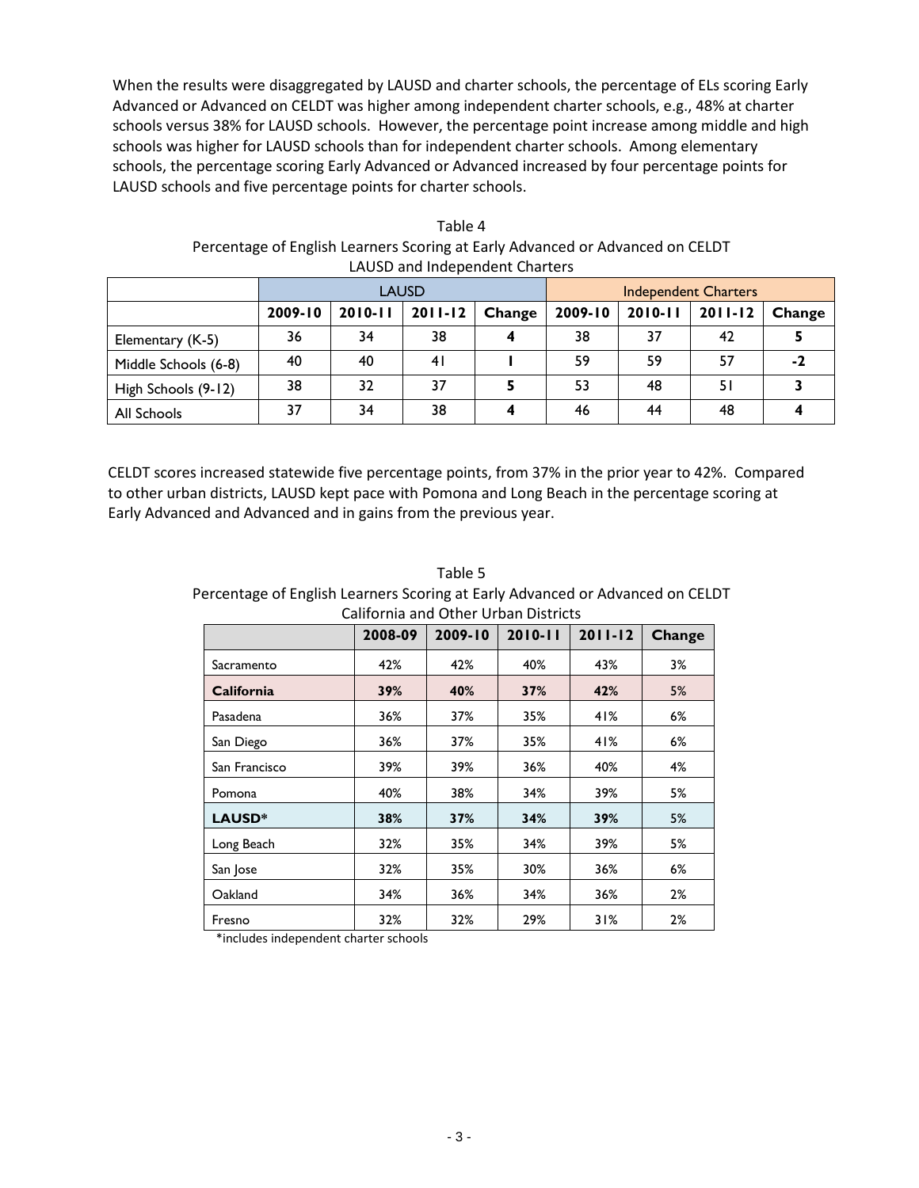When the results were disaggregated by LAUSD and charter schools, the percentage of ELs scoring Early Advanced or Advanced on CELDT was higher among independent charter schools, e.g., 48% at charter schools versus 38% for LAUSD schools. However, the percentage point increase among middle and high schools was higher for LAUSD schools than for independent charter schools. Among elementary schools, the percentage scoring Early Advanced or Advanced increased by four percentage points for LAUSD schools and five percentage points for charter schools.

Table 4
Percentage of English Learners Scoring at Early Advanced or Advanced on CELDT
LAUSD and Independent Charters

| | LAUSD | | | | Independent Charters | | | |
|---|---|---|---|---|---|---|---|---|
| | **2009-10** | **2010-11** | **2011-12** | **Change** | **2009-10** | **2010-11** | **2011-12** | **Change** |
| Elementary (K-5) | 36 | 34 | 38 | **4** | 38 | 37 | 42 | **5** |
| Middle Schools (6-8) | 40 | 40 | 41 | **1** | 59 | 59 | 57 | **-2** |
| High Schools (9-12) | 38 | 32 | 37 | **5** | 53 | 48 | 51 | **3** |
| All Schools | 37 | 34 | 38 | **4** | 46 | 44 | 48 | **4** |

CELDT scores increased statewide five percentage points, from 37% in the prior year to 42%. Compared to other urban districts, LAUSD kept pace with Pomona and Long Beach in the percentage scoring at Early Advanced and Advanced and in gains from the previous year.

Table 5
Percentage of English Learners Scoring at Early Advanced or Advanced on CELDT
California and Other Urban Districts

| | **2008-09** | **2009-10** | **2010-11** | **2011-12** | **Change** |
|---|---|---|---|---|---|
| Sacramento | 42% | 42% | 40% | 43% | 3% |
| **California** | **39%** | **40%** | **37%** | **42%** | 5% |
| Pasadena | 36% | 37% | 35% | 41% | 6% |
| San Diego | 36% | 37% | 35% | 41% | 6% |
| San Francisco | 39% | 39% | 36% | 40% | 4% |
| Pomona | 40% | 38% | 34% | 39% | 5% |
| **LAUSD*** | **38%** | **37%** | **34%** | **39%** | 5% |
| Long Beach | 32% | 35% | 34% | 39% | 5% |
| San Jose | 32% | 35% | 30% | 36% | 6% |
| Oakland | 34% | 36% | 34% | 36% | 2% |
| Fresno | 32% | 32% | 29% | 31% | 2% |

*includes independent charter schools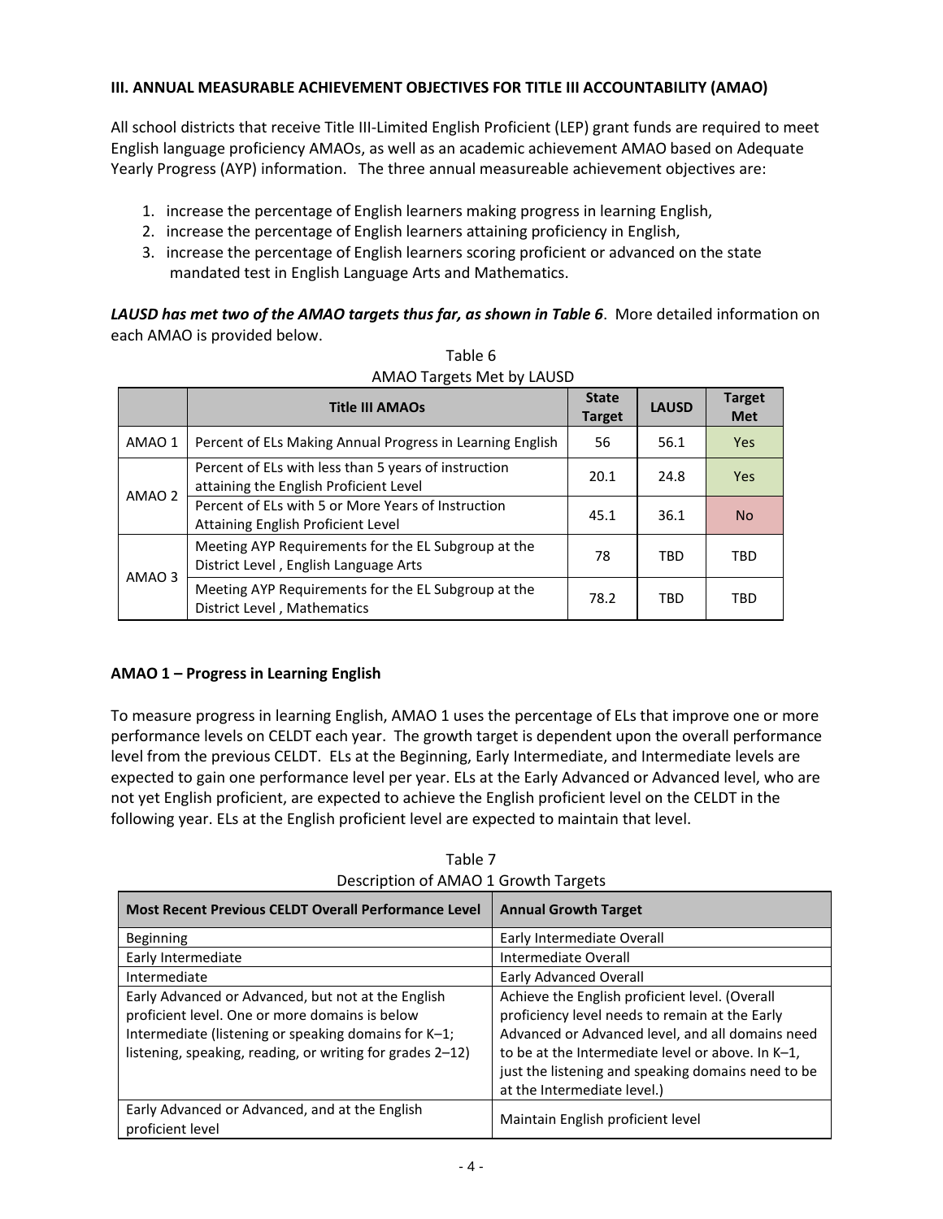**III. ANNUAL MEASURABLE ACHIEVEMENT OBJECTIVES FOR TITLE III ACCOUNTABILITY (AMAO)**

All school districts that receive Title III-Limited English Proficient (LEP) grant funds are required to meet English language proficiency AMAOs, as well as an academic achievement AMAO based on Adequate Yearly Progress (AYP) information. The three annual measureable achievement objectives are:

1. increase the percentage of English learners making progress in learning English,
2. increase the percentage of English learners attaining proficiency in English,
3. increase the percentage of English learners scoring proficient or advanced on the state mandated test in English Language Arts and Mathematics.

***LAUSD has met two of the AMAO targets thus far, as shown in Table 6***. More detailed information on each AMAO is provided below.

Table 6
AMAO Targets Met by LAUSD

| | Title III AMAOs | State Target | LAUSD | Target Met |
|---|---|---|---|---|
| AMAO 1 | Percent of ELs Making Annual Progress in Learning English | 56 | 56.1 | Yes |
| AMAO 2 | Percent of ELs with less than 5 years of instruction attaining the English Proficient Level | 20.1 | 24.8 | Yes |
| | Percent of ELs with 5 or More Years of Instruction Attaining English Proficient Level | 45.1 | 36.1 | No |
| AMAO 3 | Meeting AYP Requirements for the EL Subgroup at the District Level , English Language Arts | 78 | TBD | TBD |
| | Meeting AYP Requirements for the EL Subgroup at the District Level , Mathematics | 78.2 | TBD | TBD |

**AMAO 1 – Progress in Learning English**

To measure progress in learning English, AMAO 1 uses the percentage of ELs that improve one or more performance levels on CELDT each year. The growth target is dependent upon the overall performance level from the previous CELDT. ELs at the Beginning, Early Intermediate, and Intermediate levels are expected to gain one performance level per year. ELs at the Early Advanced or Advanced level, who are not yet English proficient, are expected to achieve the English proficient level on the CELDT in the following year. ELs at the English proficient level are expected to maintain that level.

Table 7
Description of AMAO 1 Growth Targets

| Most Recent Previous CELDT Overall Performance Level | Annual Growth Target |
|---|---|
| Beginning | Early Intermediate Overall |
| Early Intermediate | Intermediate Overall |
| Intermediate | Early Advanced Overall |
| Early Advanced or Advanced, but not at the English proficient level. One or more domains is below Intermediate (listening or speaking domains for K–1; listening, speaking, reading, or writing for grades 2–12) | Achieve the English proficient level. (Overall proficiency level needs to remain at the Early Advanced or Advanced level, and all domains need to be at the Intermediate level or above. In K–1, just the listening and speaking domains need to be at the Intermediate level.) |
| Early Advanced or Advanced, and at the English proficient level | Maintain English proficient level |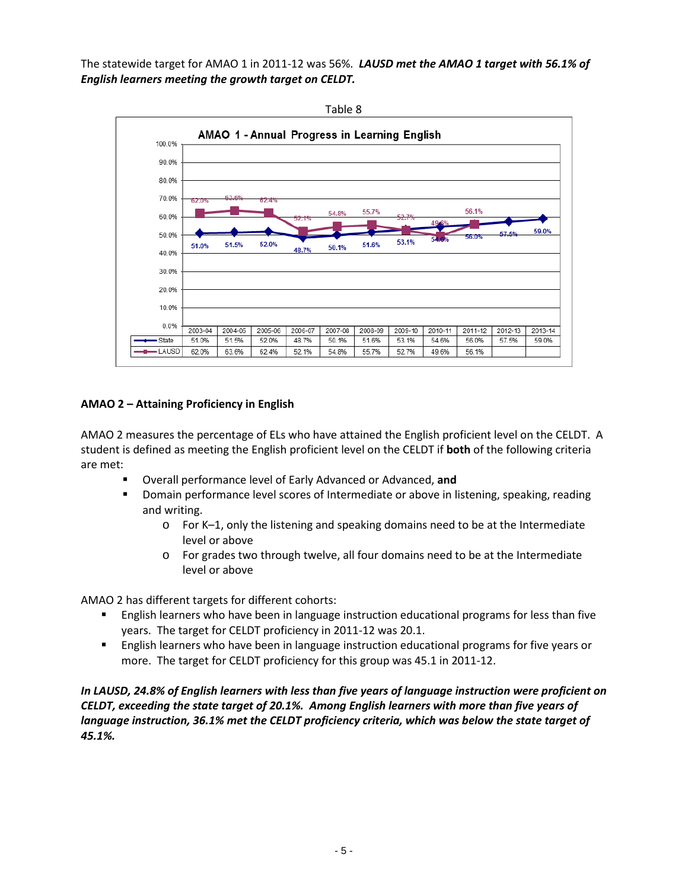The statewide target for AMAO 1 in 2011-12 was 56%. ***LAUSD met the AMAO 1 target with 56.1% of English learners meeting the growth target on CELDT.***

Table 8

AMAO 1 - Annual Progress in Learning English

100.0%
90.0%
80.0%
70.0%
60.0%
50.0%
40.0%
30.0%
20.0%
10.0%
0.0%

2003-04 2004-05 2005-06 2006-07 2007-08 2008-09 2009-10 2010-11 2011-12 2012-13 2013-14

State 51.0% 51.5% 52.0% 48.7% 50.1% 51.6% 53.1% 54.6% 56.0% 57.5% 59.0%

LAUSD 62.0% 63.6% 62.4% 52.1% 54.8% 55.7% 52.7% 49.6% 56.1%

## AMAO 2 – Attaining Proficiency in English

AMAO 2 measures the percentage of ELs who have attained the English proficient level on the CELDT. A student is defined as meeting the English proficient level on the CELDT if **both** of the following criteria are met:

- Overall performance level of Early Advanced or Advanced, **and**
- Domain performance level scores of Intermediate or above in listening, speaking, reading and writing.
  - For K–1, only the listening and speaking domains need to be at the Intermediate level or above
  - For grades two through twelve, all four domains need to be at the Intermediate level or above

AMAO 2 has different targets for different cohorts:

- English learners who have been in language instruction educational programs for less than five years. The target for CELDT proficiency in 2011-12 was 20.1.
- English learners who have been in language instruction educational programs for five years or more. The target for CELDT proficiency for this group was 45.1 in 2011-12.

***In LAUSD, 24.8% of English learners with less than five years of language instruction were proficient on CELDT, exceeding the state target of 20.1%. Among English learners with more than five years of language instruction, 36.1% met the CELDT proficiency criteria, which was below the state target of 45.1%.***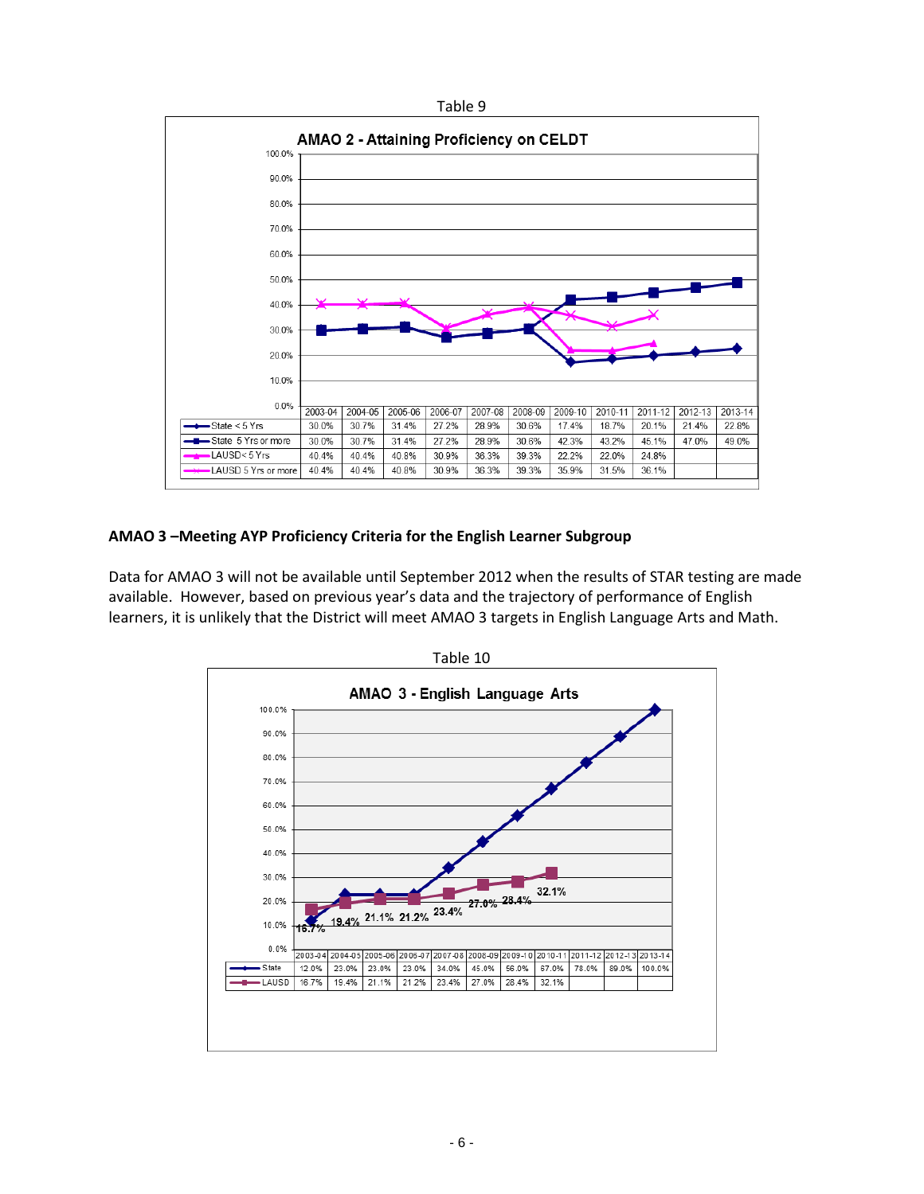Table 9

AMAO 2 - Attaining Proficiency on CELDT

100.0%
90.0%
80.0%
70.0%
60.0%
50.0%
40.0%
30.0%
20.0%
10.0%
0.0%

2003-04 2004-05 2005-06 2006-07 2007-08 2008-09 2009-10 2010-11 2011-12 2012-13 2013-14

State < 5 Yrs 30.0% 30.7% 31.4% 27.2% 28.9% 30.6% 17.4% 18.7% 20.1% 21.4% 22.8%

State 5 Yrs or more 30.0% 30.7% 31.4% 27.2% 28.9% 30.6% 42.3% 43.2% 45.1% 47.0% 49.0%

LAUSD< 5 Yrs 40.4% 40.4% 40.8% 30.9% 36.3% 39.3% 22.2% 22.0% 24.8%

LAUSD 5 Yrs or more 40.4% 40.4% 40.8% 30.9% 36.3% 39.3% 35.9% 31.5% 36.1%

**AMAO 3 –Meeting AYP Proficiency Criteria for the English Learner Subgroup**

Data for AMAO 3 will not be available until September 2012 when the results of STAR testing are made available. However, based on previous year's data and the trajectory of performance of English learners, it is unlikely that the District will meet AMAO 3 targets in English Language Arts and Math.

Table 10

AMAO 3 - English Language Arts

100.0%
90.0%
80.0%
70.0%
60.0%
50.0%
40.0%
30.0%
20.0%
10.0%
0.0%

16.7% 19.4% 21.1% 21.2% 23.4% 27.0% 28.4% 32.1%

2003-04 2004-05 2005-06 2006-07 2007-08 2008-09 2009-10 2010-11 2011-12 2012-13 2013-14

State 12.0% 23.0% 23.0% 23.0% 34.0% 45.0% 56.0% 67.0% 78.0% 89.0% 100.0%

LAUSD 16.7% 19.4% 21.1% 21.2% 23.4% 27.0% 28.4% 32.1%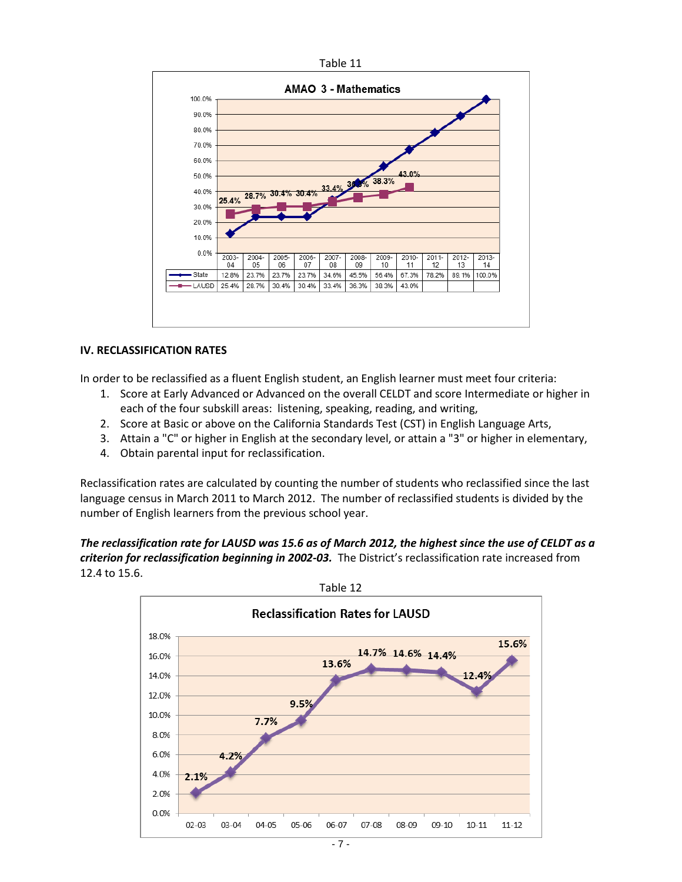Table 11

AMAO 3 - Mathematics

100.0%
90.0%
80.0%
70.0%
60.0%
50.0%
40.0%
30.0%
20.0%
10.0%
0.0%

25.4% 28.7% 30.4% 30.4% 33.4% 36.3% 38.3% 43.0%

2003-04 2004-05 2005-06 2006-07 2007-08 2008-09 2009-10 2010-11 2011-12 2012-13 2013-14

State 12.8% 23.7% 23.7% 23.7% 34.6% 45.5% 56.4% 67.3% 78.2% 89.1% 100.0%

LAUSD 25.4% 28.7% 30.4% 30.4% 33.4% 36.3% 38.3% 43.0%

**IV. RECLASSIFICATION RATES**

In order to be reclassified as a fluent English student, an English learner must meet four criteria:

1. Score at Early Advanced or Advanced on the overall CELDT and score Intermediate or higher in each of the four subskill areas: listening, speaking, reading, and writing,
2. Score at Basic or above on the California Standards Test (CST) in English Language Arts,
3. Attain a "C" or higher in English at the secondary level, or attain a "3" or higher in elementary,
4. Obtain parental input for reclassification.

Reclassification rates are calculated by counting the number of students who reclassified since the last language census in March 2011 to March 2012. The number of reclassified students is divided by the number of English learners from the previous school year.

***The reclassification rate for LAUSD was 15.6 as of March 2012, the highest since the use of CELDT as a criterion for reclassification beginning in 2002-03.*** The District's reclassification rate increased from 12.4 to 15.6.

Table 12

Reclassification Rates for LAUSD

18.0%
16.0%
14.0%
12.0%
10.0%
8.0%
6.0%
4.0%
2.0%
0.0%

2.1% 4.2% 7.7% 9.5% 13.6% 14.7% 14.6% 14.4% 12.4% 15.6%

02-03 03-04 04-05 05-06 06-07 07-08 08-09 09-10 10-11 11-12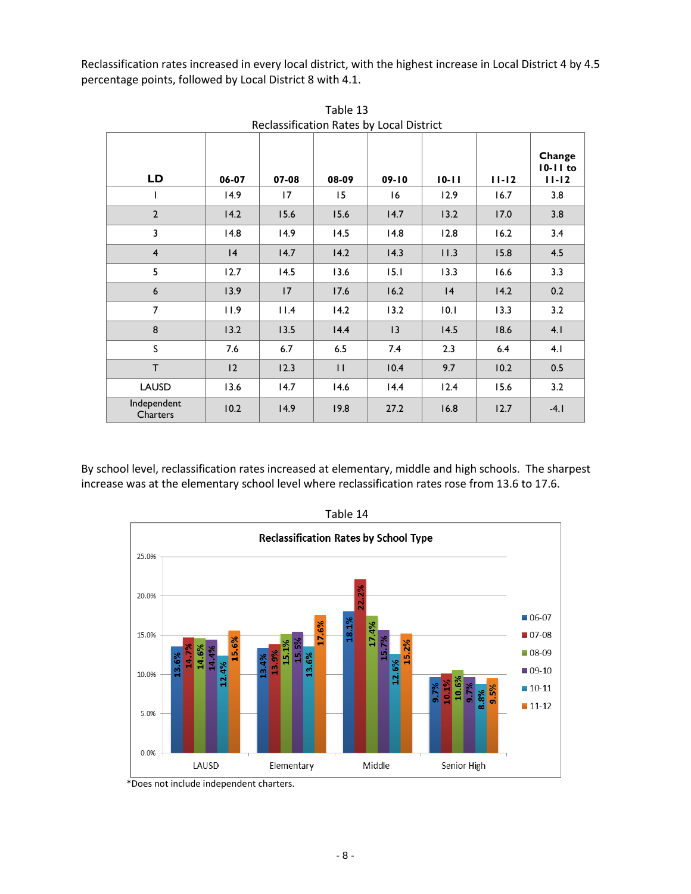Reclassification rates increased in every local district, with the highest increase in Local District 4 by 4.5 percentage points, followed by Local District 8 with 4.1.

Table 13
Reclassification Rates by Local District

| LD | 06-07 | 07-08 | 08-09 | 09-10 | 10-11 | 11-12 | Change 10-11 to 11-12 |
|---|---|---|---|---|---|---|---|
| 1 | 14.9 | 17 | 15 | 16 | 12.9 | 16.7 | 3.8 |
| 2 | 14.2 | 15.6 | 15.6 | 14.7 | 13.2 | 17.0 | 3.8 |
| 3 | 14.8 | 14.9 | 14.5 | 14.8 | 12.8 | 16.2 | 3.4 |
| 4 | 14 | 14.7 | 14.2 | 14.3 | 11.3 | 15.8 | 4.5 |
| 5 | 12.7 | 14.5 | 13.6 | 15.1 | 13.3 | 16.6 | 3.3 |
| 6 | 13.9 | 17 | 17.6 | 16.2 | 14 | 14.2 | 0.2 |
| 7 | 11.9 | 11.4 | 14.2 | 13.2 | 10.1 | 13.3 | 3.2 |
| 8 | 13.2 | 13.5 | 14.4 | 13 | 14.5 | 18.6 | 4.1 |
| S | 7.6 | 6.7 | 6.5 | 7.4 | 2.3 | 6.4 | 4.1 |
| T | 12 | 12.3 | 11 | 10.4 | 9.7 | 10.2 | 0.5 |
| LAUSD | 13.6 | 14.7 | 14.6 | 14.4 | 12.4 | 15.6 | 3.2 |
| Independent Charters | 10.2 | 14.9 | 19.8 | 27.2 | 16.8 | 12.7 | -4.1 |

By school level, reclassification rates increased at elementary, middle and high schools. The sharpest increase was at the elementary school level where reclassification rates rose from 13.6 to 17.6.

Table 14

Reclassification Rates by School Type

25.0%
20.0%
15.0%
10.0%
5.0%
0.0%

LAUSD: 13.6% 14.7% 14.6% 14.4% 12.4% 15.6%
Elementary: 13.4% 13.9% 15.1% 15.5% 13.6% 17.6%
Middle: 18.1% 22.2% 17.4% 15.7% 12.6% 15.2%
Senior High: 9.7% 10.1% 10.6% 9.7% 8.8% 9.5%

06-07
07-08
08-09
09-10
10-11
11-12

*Does not include independent charters.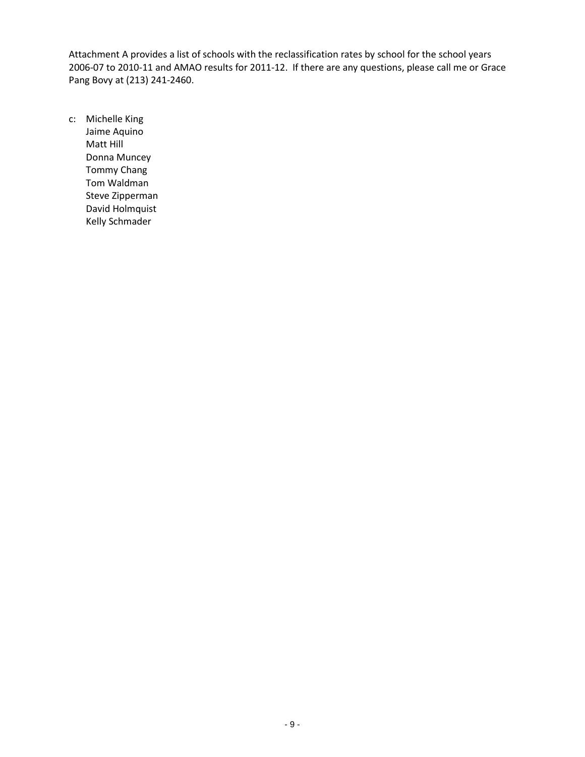Attachment A provides a list of schools with the reclassification rates by school for the school years 2006-07 to 2010-11 and AMAO results for 2011-12. If there are any questions, please call me or Grace Pang Bovy at (213) 241-2460.

c: Michelle King
   Jaime Aquino
   Matt Hill
   Donna Muncey
   Tommy Chang
   Tom Waldman
   Steve Zipperman
   David Holmquist
   Kelly Schmader